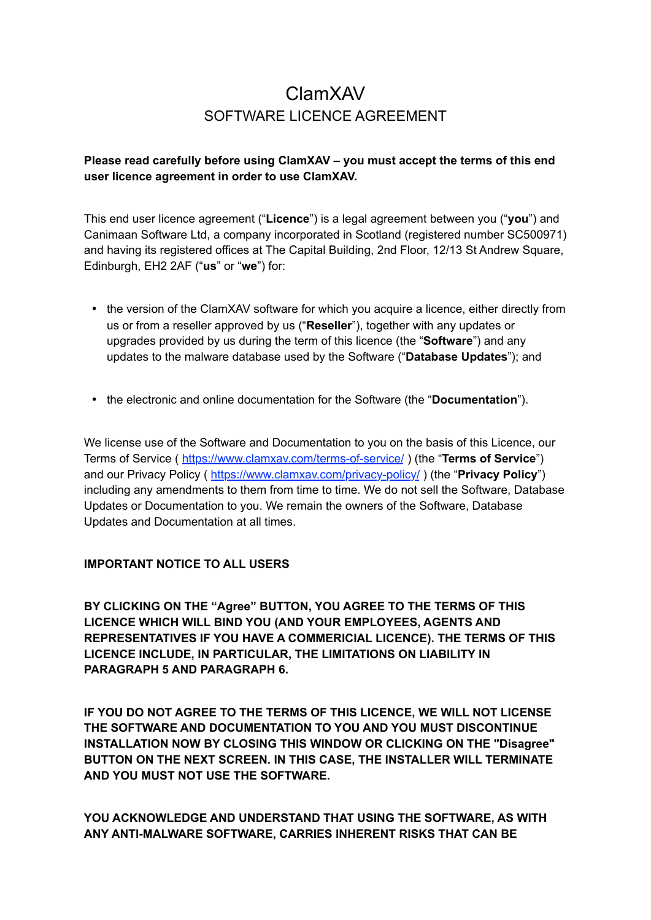# ClamXAV

## SOFTWARE LICENCE AGREEMENT

**Please read carefully before using ClamXAV – you must accept the terms of this end user licence agreement in order to use ClamXAV.**

This end user licence agreement ("**Licence**") is a legal agreement between you ("**you**") and Canimaan Software Ltd, a company incorporated in Scotland (registered number SC500971) and having its registered offices at The Capital Building, 2nd Floor, 12/13 St Andrew Square, Edinburgh, EH2 2AF ("**us**" or "**we**") for:

- the version of the ClamXAV software for which you acquire a licence, either directly from us or from a reseller approved by us ("**Reseller**"), together with any updates or upgrades provided by us during the term of this licence (the "**Software**") and any updates to the malware database used by the Software ("**Database Updates**"); and
- the electronic and online documentation for the Software (the "**Documentation**").

We license use of the Software and Documentation to you on the basis of this Licence, our Terms of Service ( [https://www.clamxav.com/terms-of-service/](https://www.clamxav.com/terms-of-service/) ) (the "**Terms of Service**") and our Privacy Policy ( [https://www.clamxav.com/privacy-policy/](https://www.clamxav.com/privacy-policy/) ) (the "**Privacy Policy**") including any amendments to them from time to time. We do not sell the Software, Database Updates or Documentation to you. We remain the owners of the Software, Database Updates and Documentation at all times.

**IMPORTANT NOTICE TO ALL USERS**

**BY CLICKING ON THE "Agree" BUTTON, YOU AGREE TO THE TERMS OF THIS LICENCE WHICH WILL BIND YOU (AND YOUR EMPLOYEES, AGENTS AND REPRESENTATIVES IF YOU HAVE A COMMERICIAL LICENCE). THE TERMS OF THIS LICENCE INCLUDE, IN PARTICULAR, THE LIMITATIONS ON LIABILITY IN PARAGRAPH 5 AND PARAGRAPH 6.**

**IF YOU DO NOT AGREE TO THE TERMS OF THIS LICENCE, WE WILL NOT LICENSE THE SOFTWARE AND DOCUMENTATION TO YOU AND YOU MUST DISCONTINUE INSTALLATION NOW BY CLOSING THIS WINDOW OR CLICKING ON THE "Disagree" BUTTON ON THE NEXT SCREEN. IN THIS CASE, THE INSTALLER WILL TERMINATE AND YOU MUST NOT USE THE SOFTWARE.**

**YOU ACKNOWLEDGE AND UNDERSTAND THAT USING THE SOFTWARE, AS WITH ANY ANTI-MALWARE SOFTWARE, CARRIES INHERENT RISKS THAT CAN BE**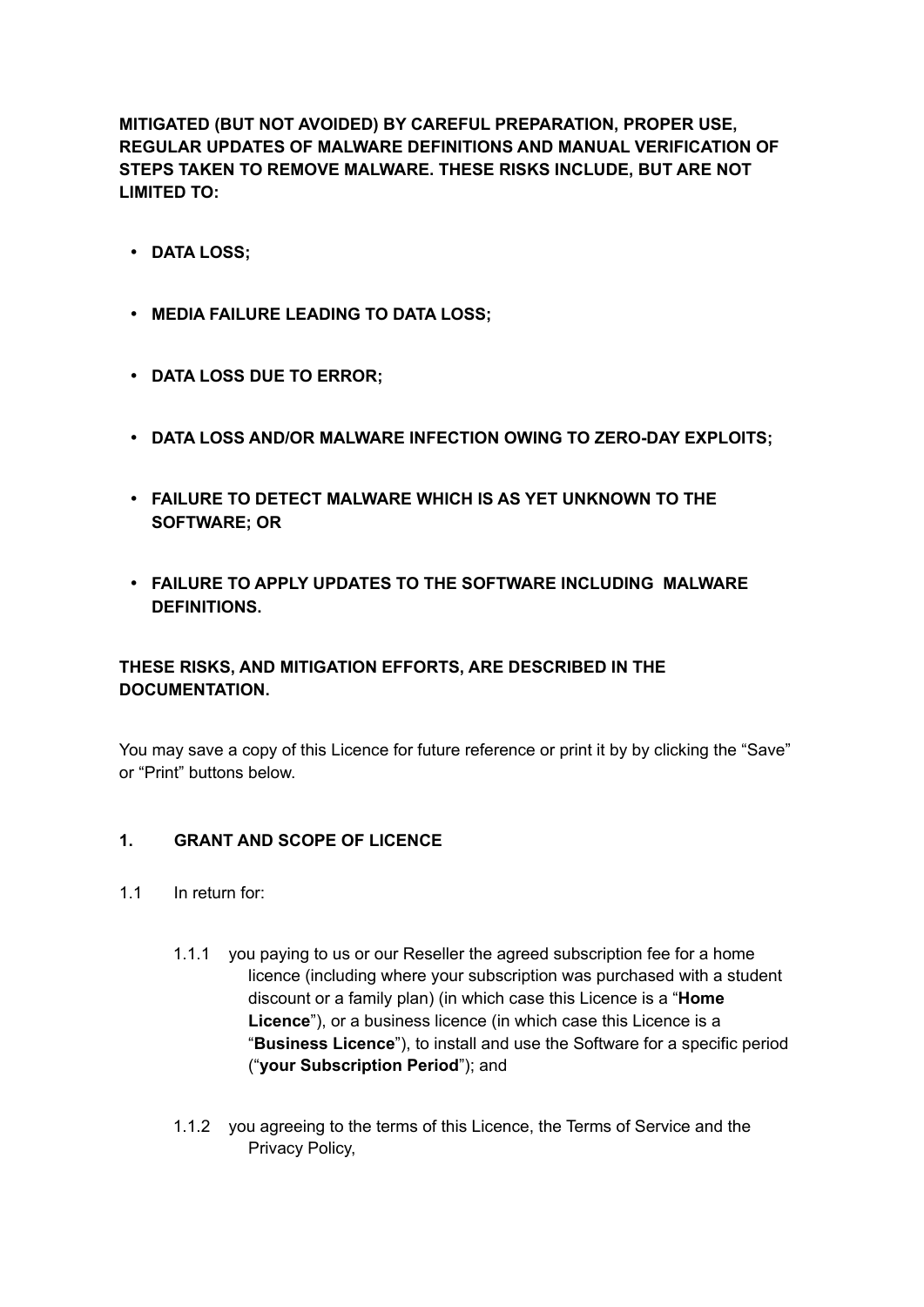**MITIGATED (BUT NOT AVOIDED) BY CAREFUL PREPARATION, PROPER USE, REGULAR UPDATES OF MALWARE DEFINITIONS AND MANUAL VERIFICATION OF STEPS TAKEN TO REMOVE MALWARE. THESE RISKS INCLUDE, BUT ARE NOT LIMITED TO:**

- **DATA LOSS;**
- **MEDIA FAILURE LEADING TO DATA LOSS;**
- **DATA LOSS DUE TO ERROR;**
- **DATA LOSS AND/OR MALWARE INFECTION OWING TO ZERO-DAY EXPLOITS;**
- **FAILURE TO DETECT MALWARE WHICH IS AS YET UNKNOWN TO THE SOFTWARE; OR**
- **FAILURE TO APPLY UPDATES TO THE SOFTWARE INCLUDING MALWARE DEFINITIONS.**

**THESE RISKS, AND MITIGATION EFFORTS, ARE DESCRIBED IN THE DOCUMENTATION.**

You may save a copy of this Licence for future reference or print it by by clicking the "Save" or "Print" buttons below.

## 1. GRANT AND SCOPE OF LICENCE

1.1 In return for:

1.1.1 you paying to us or our Reseller the agreed subscription fee for a home licence (including where your subscription was purchased with a student discount or a family plan) (in which case this Licence is a "**Home Licence**"), or a business licence (in which case this Licence is a "**Business Licence**"), to install and use the Software for a specific period ("**your Subscription Period**"); and

1.1.2 you agreeing to the terms of this Licence, the Terms of Service and the Privacy Policy,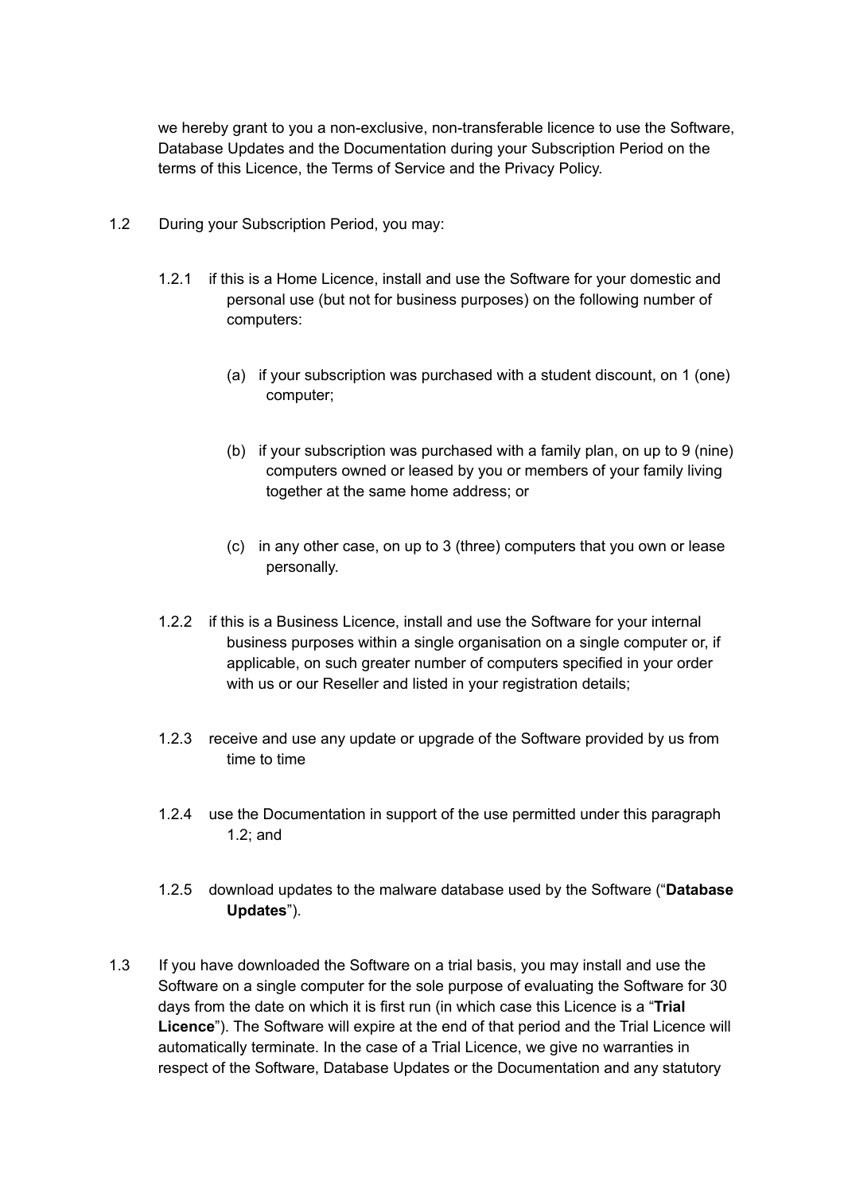we hereby grant to you a non-exclusive, non-transferable licence to use the Software, Database Updates and the Documentation during your Subscription Period on the terms of this Licence, the Terms of Service and the Privacy Policy.

1.2 During your Subscription Period, you may:

1.2.1 if this is a Home Licence, install and use the Software for your domestic and personal use (but not for business purposes) on the following number of computers:

(a) if your subscription was purchased with a student discount, on 1 (one) computer;

(b) if your subscription was purchased with a family plan, on up to 9 (nine) computers owned or leased by you or members of your family living together at the same home address; or

(c) in any other case, on up to 3 (three) computers that you own or lease personally.

1.2.2 if this is a Business Licence, install and use the Software for your internal business purposes within a single organisation on a single computer or, if applicable, on such greater number of computers specified in your order with us or our Reseller and listed in your registration details;

1.2.3 receive and use any update or upgrade of the Software provided by us from time to time

1.2.4 use the Documentation in support of the use permitted under this paragraph 1.2; and

1.2.5 download updates to the malware database used by the Software ("**Database Updates**").

1.3 If you have downloaded the Software on a trial basis, you may install and use the Software on a single computer for the sole purpose of evaluating the Software for 30 days from the date on which it is first run (in which case this Licence is a "**Trial Licence**"). The Software will expire at the end of that period and the Trial Licence will automatically terminate. In the case of a Trial Licence, we give no warranties in respect of the Software, Database Updates or the Documentation and any statutory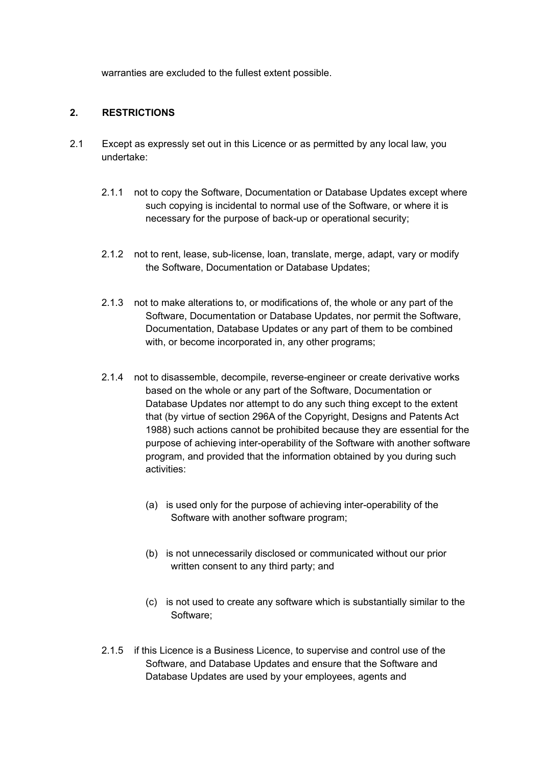warranties are excluded to the fullest extent possible.

## 2. RESTRICTIONS

2.1 Except as expressly set out in this Licence or as permitted by any local law, you undertake:

2.1.1 not to copy the Software, Documentation or Database Updates except where such copying is incidental to normal use of the Software, or where it is necessary for the purpose of back-up or operational security;

2.1.2 not to rent, lease, sub-license, loan, translate, merge, adapt, vary or modify the Software, Documentation or Database Updates;

2.1.3 not to make alterations to, or modifications of, the whole or any part of the Software, Documentation or Database Updates, nor permit the Software, Documentation, Database Updates or any part of them to be combined with, or become incorporated in, any other programs;

2.1.4 not to disassemble, decompile, reverse-engineer or create derivative works based on the whole or any part of the Software, Documentation or Database Updates nor attempt to do any such thing except to the extent that (by virtue of section 296A of the Copyright, Designs and Patents Act 1988) such actions cannot be prohibited because they are essential for the purpose of achieving inter-operability of the Software with another software program, and provided that the information obtained by you during such activities:

(a) is used only for the purpose of achieving inter-operability of the Software with another software program;

(b) is not unnecessarily disclosed or communicated without our prior written consent to any third party; and

(c) is not used to create any software which is substantially similar to the Software;

2.1.5 if this Licence is a Business Licence, to supervise and control use of the Software, and Database Updates and ensure that the Software and Database Updates are used by your employees, agents and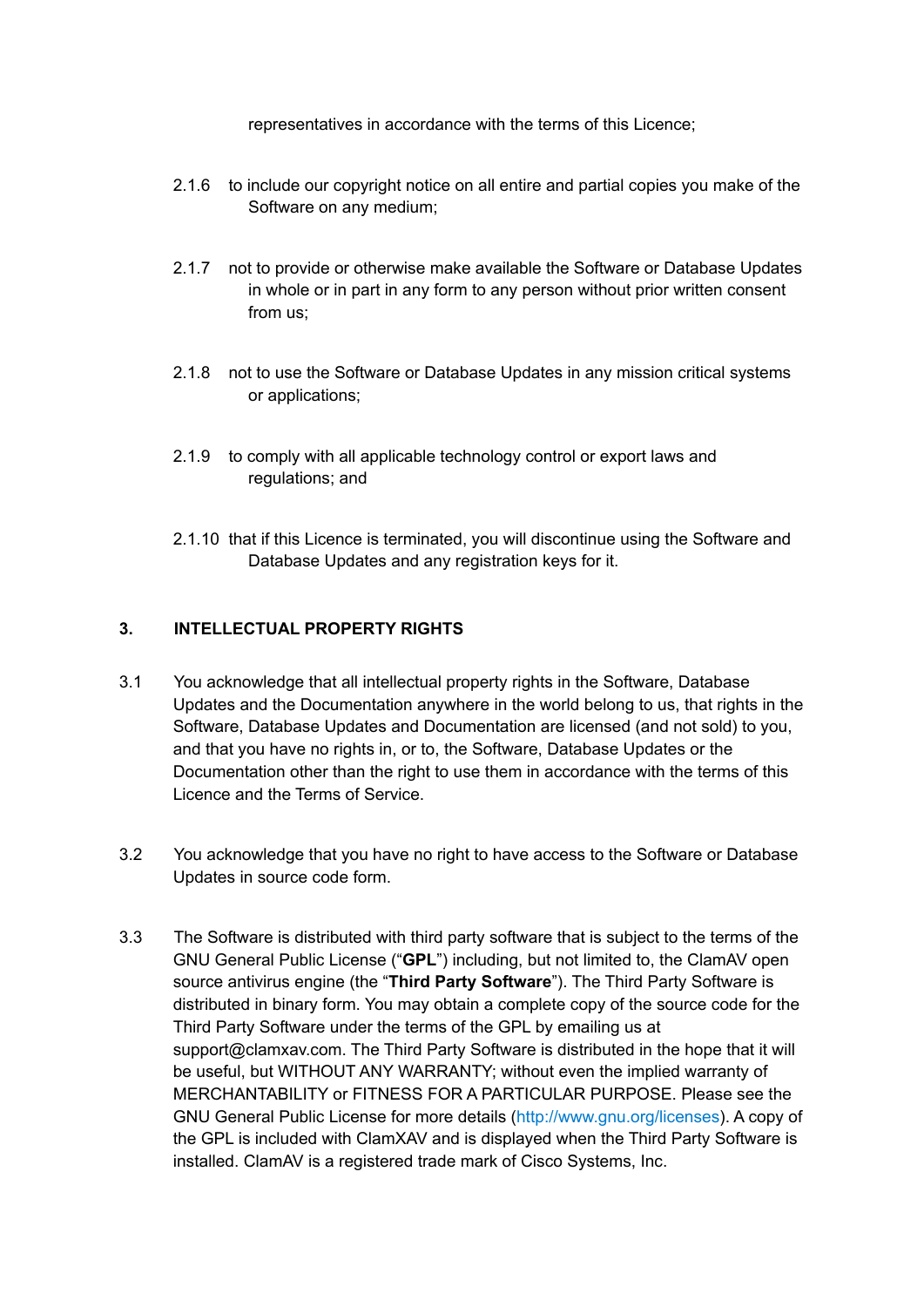representatives in accordance with the terms of this Licence;

2.1.6 to include our copyright notice on all entire and partial copies you make of the Software on any medium;

2.1.7 not to provide or otherwise make available the Software or Database Updates in whole or in part in any form to any person without prior written consent from us;

2.1.8 not to use the Software or Database Updates in any mission critical systems or applications;

2.1.9 to comply with all applicable technology control or export laws and regulations; and

2.1.10 that if this Licence is terminated, you will discontinue using the Software and Database Updates and any registration keys for it.

## 3. INTELLECTUAL PROPERTY RIGHTS

3.1 You acknowledge that all intellectual property rights in the Software, Database Updates and the Documentation anywhere in the world belong to us, that rights in the Software, Database Updates and Documentation are licensed (and not sold) to you, and that you have no rights in, or to, the Software, Database Updates or the Documentation other than the right to use them in accordance with the terms of this Licence and the Terms of Service.

3.2 You acknowledge that you have no right to have access to the Software or Database Updates in source code form.

3.3 The Software is distributed with third party software that is subject to the terms of the GNU General Public License ("**GPL**") including, but not limited to, the ClamAV open source antivirus engine (the "**Third Party Software**"). The Third Party Software is distributed in binary form. You may obtain a complete copy of the source code for the Third Party Software under the terms of the GPL by emailing us at support@clamxav.com. The Third Party Software is distributed in the hope that it will be useful, but WITHOUT ANY WARRANTY; without even the implied warranty of MERCHANTABILITY or FITNESS FOR A PARTICULAR PURPOSE. Please see the GNU General Public License for more details (http://www.gnu.org/licenses). A copy of the GPL is included with ClamXAV and is displayed when the Third Party Software is installed. ClamAV is a registered trade mark of Cisco Systems, Inc.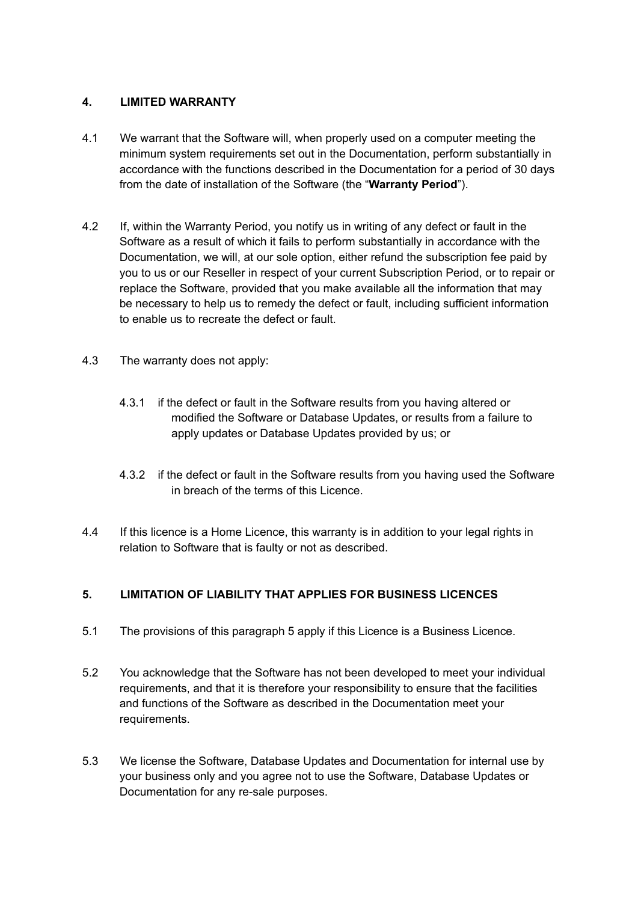## 4. LIMITED WARRANTY

4.1 We warrant that the Software will, when properly used on a computer meeting the minimum system requirements set out in the Documentation, perform substantially in accordance with the functions described in the Documentation for a period of 30 days from the date of installation of the Software (the "**Warranty Period**").

4.2 If, within the Warranty Period, you notify us in writing of any defect or fault in the Software as a result of which it fails to perform substantially in accordance with the Documentation, we will, at our sole option, either refund the subscription fee paid by you to us or our Reseller in respect of your current Subscription Period, or to repair or replace the Software, provided that you make available all the information that may be necessary to help us to remedy the defect or fault, including sufficient information to enable us to recreate the defect or fault.

4.3 The warranty does not apply:

4.3.1 if the defect or fault in the Software results from you having altered or modified the Software or Database Updates, or results from a failure to apply updates or Database Updates provided by us; or

4.3.2 if the defect or fault in the Software results from you having used the Software in breach of the terms of this Licence.

4.4 If this licence is a Home Licence, this warranty is in addition to your legal rights in relation to Software that is faulty or not as described.

## 5. LIMITATION OF LIABILITY THAT APPLIES FOR BUSINESS LICENCES

5.1 The provisions of this paragraph 5 apply if this Licence is a Business Licence.

5.2 You acknowledge that the Software has not been developed to meet your individual requirements, and that it is therefore your responsibility to ensure that the facilities and functions of the Software as described in the Documentation meet your requirements.

5.3 We license the Software, Database Updates and Documentation for internal use by your business only and you agree not to use the Software, Database Updates or Documentation for any re-sale purposes.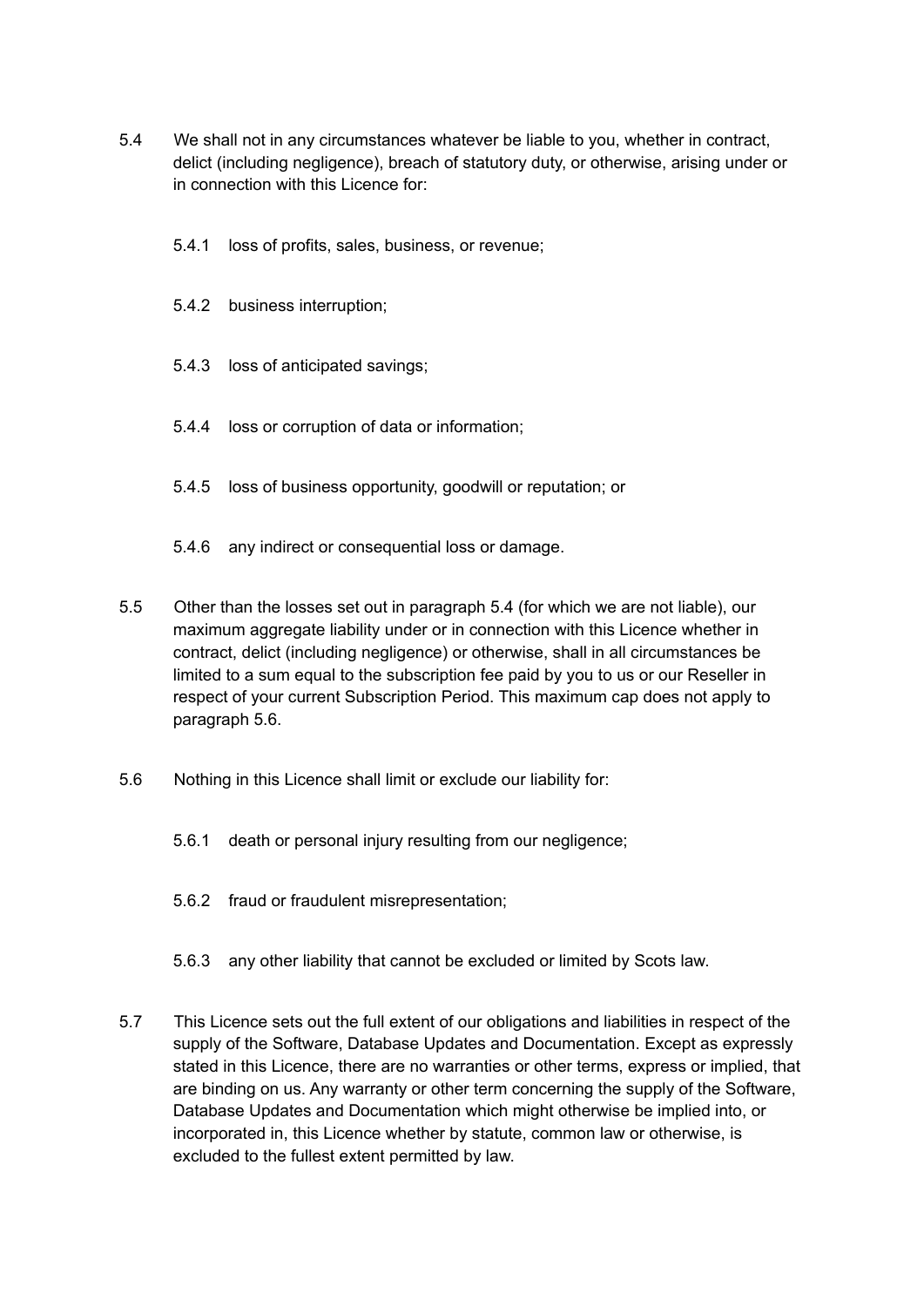5.4 We shall not in any circumstances whatever be liable to you, whether in contract, delict (including negligence), breach of statutory duty, or otherwise, arising under or in connection with this Licence for:

5.4.1 loss of profits, sales, business, or revenue;

5.4.2 business interruption;

5.4.3 loss of anticipated savings;

5.4.4 loss or corruption of data or information;

5.4.5 loss of business opportunity, goodwill or reputation; or

5.4.6 any indirect or consequential loss or damage.

5.5 Other than the losses set out in paragraph 5.4 (for which we are not liable), our maximum aggregate liability under or in connection with this Licence whether in contract, delict (including negligence) or otherwise, shall in all circumstances be limited to a sum equal to the subscription fee paid by you to us or our Reseller in respect of your current Subscription Period. This maximum cap does not apply to paragraph 5.6.

5.6 Nothing in this Licence shall limit or exclude our liability for:

5.6.1 death or personal injury resulting from our negligence;

5.6.2 fraud or fraudulent misrepresentation;

5.6.3 any other liability that cannot be excluded or limited by Scots law.

5.7 This Licence sets out the full extent of our obligations and liabilities in respect of the supply of the Software, Database Updates and Documentation. Except as expressly stated in this Licence, there are no warranties or other terms, express or implied, that are binding on us. Any warranty or other term concerning the supply of the Software, Database Updates and Documentation which might otherwise be implied into, or incorporated in, this Licence whether by statute, common law or otherwise, is excluded to the fullest extent permitted by law.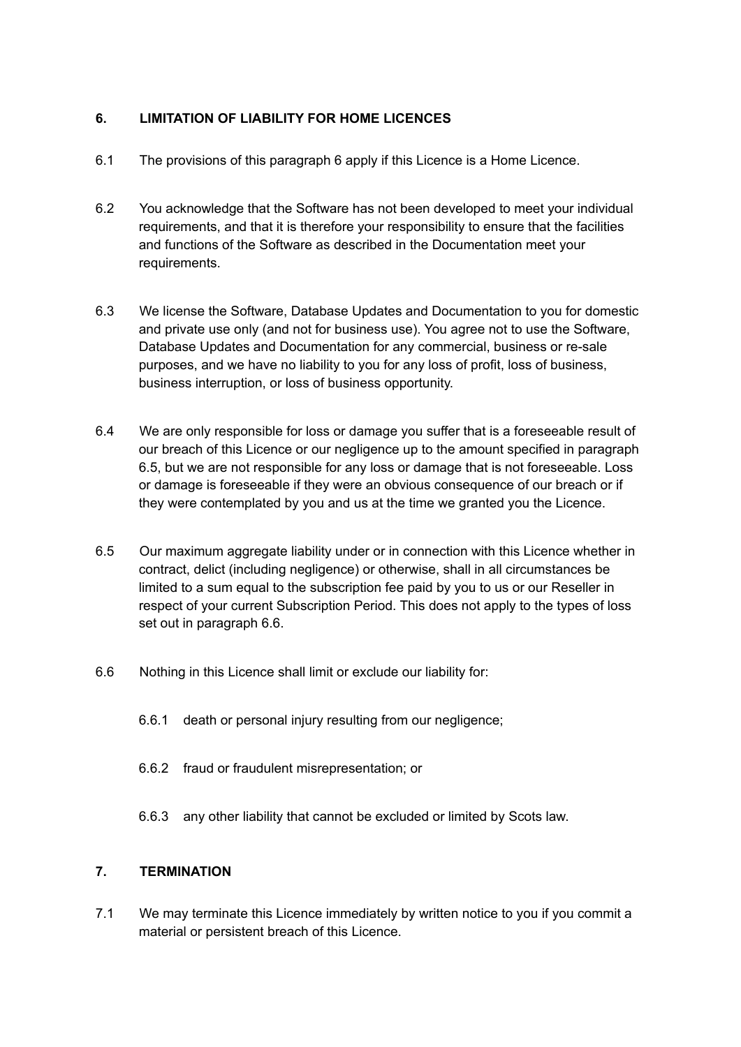## 6. LIMITATION OF LIABILITY FOR HOME LICENCES

6.1 The provisions of this paragraph 6 apply if this Licence is a Home Licence.

6.2 You acknowledge that the Software has not been developed to meet your individual requirements, and that it is therefore your responsibility to ensure that the facilities and functions of the Software as described in the Documentation meet your requirements.

6.3 We license the Software, Database Updates and Documentation to you for domestic and private use only (and not for business use). You agree not to use the Software, Database Updates and Documentation for any commercial, business or re-sale purposes, and we have no liability to you for any loss of profit, loss of business, business interruption, or loss of business opportunity.

6.4 We are only responsible for loss or damage you suffer that is a foreseeable result of our breach of this Licence or our negligence up to the amount specified in paragraph 6.5, but we are not responsible for any loss or damage that is not foreseeable. Loss or damage is foreseeable if they were an obvious consequence of our breach or if they were contemplated by you and us at the time we granted you the Licence.

6.5 Our maximum aggregate liability under or in connection with this Licence whether in contract, delict (including negligence) or otherwise, shall in all circumstances be limited to a sum equal to the subscription fee paid by you to us or our Reseller in respect of your current Subscription Period. This does not apply to the types of loss set out in paragraph 6.6.

6.6 Nothing in this Licence shall limit or exclude our liability for:

6.6.1 death or personal injury resulting from our negligence;

6.6.2 fraud or fraudulent misrepresentation; or

6.6.3 any other liability that cannot be excluded or limited by Scots law.

## 7. TERMINATION

7.1 We may terminate this Licence immediately by written notice to you if you commit a material or persistent breach of this Licence.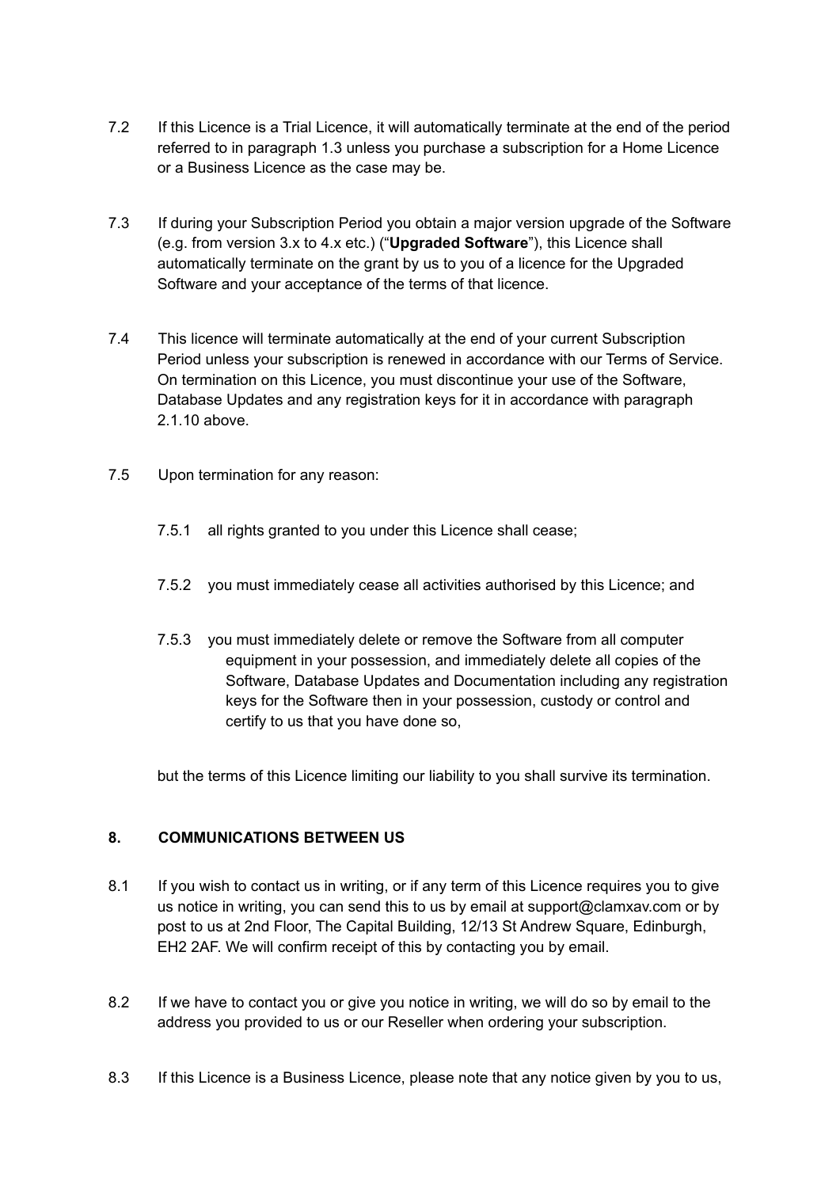7.2 If this Licence is a Trial Licence, it will automatically terminate at the end of the period referred to in paragraph 1.3 unless you purchase a subscription for a Home Licence or a Business Licence as the case may be.

7.3 If during your Subscription Period you obtain a major version upgrade of the Software (e.g. from version 3.x to 4.x etc.) ("**Upgraded Software**"), this Licence shall automatically terminate on the grant by us to you of a licence for the Upgraded Software and your acceptance of the terms of that licence.

7.4 This licence will terminate automatically at the end of your current Subscription Period unless your subscription is renewed in accordance with our Terms of Service. On termination on this Licence, you must discontinue your use of the Software, Database Updates and any registration keys for it in accordance with paragraph 2.1.10 above.

7.5 Upon termination for any reason:

7.5.1 all rights granted to you under this Licence shall cease;

7.5.2 you must immediately cease all activities authorised by this Licence; and

7.5.3 you must immediately delete or remove the Software from all computer equipment in your possession, and immediately delete all copies of the Software, Database Updates and Documentation including any registration keys for the Software then in your possession, custody or control and certify to us that you have done so,

but the terms of this Licence limiting our liability to you shall survive its termination.

## 8. COMMUNICATIONS BETWEEN US

8.1 If you wish to contact us in writing, or if any term of this Licence requires you to give us notice in writing, you can send this to us by email at support@clamxav.com or by post to us at 2nd Floor, The Capital Building, 12/13 St Andrew Square, Edinburgh, EH2 2AF. We will confirm receipt of this by contacting you by email.

8.2 If we have to contact you or give you notice in writing, we will do so by email to the address you provided to us or our Reseller when ordering your subscription.

8.3 If this Licence is a Business Licence, please note that any notice given by you to us,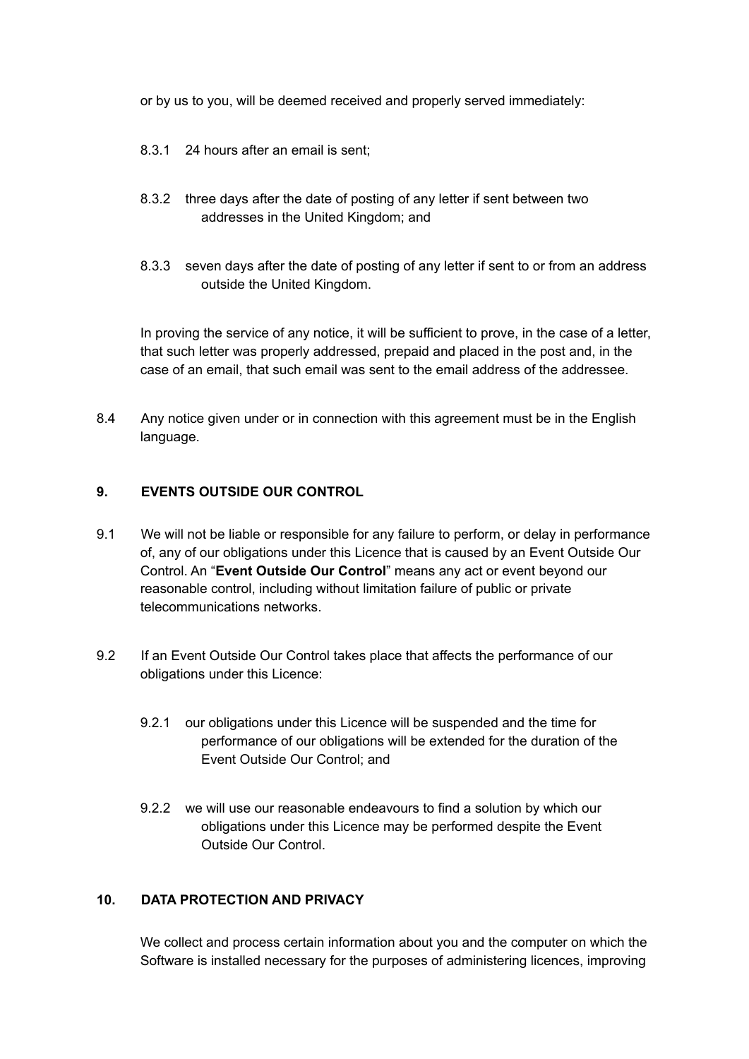or by us to you, will be deemed received and properly served immediately:

8.3.1 24 hours after an email is sent;

8.3.2 three days after the date of posting of any letter if sent between two addresses in the United Kingdom; and

8.3.3 seven days after the date of posting of any letter if sent to or from an address outside the United Kingdom.

In proving the service of any notice, it will be sufficient to prove, in the case of a letter, that such letter was properly addressed, prepaid and placed in the post and, in the case of an email, that such email was sent to the email address of the addressee.

8.4 Any notice given under or in connection with this agreement must be in the English language.

## 9. EVENTS OUTSIDE OUR CONTROL

9.1 We will not be liable or responsible for any failure to perform, or delay in performance of, any of our obligations under this Licence that is caused by an Event Outside Our Control. An "**Event Outside Our Control**" means any act or event beyond our reasonable control, including without limitation failure of public or private telecommunications networks.

9.2 If an Event Outside Our Control takes place that affects the performance of our obligations under this Licence:

9.2.1 our obligations under this Licence will be suspended and the time for performance of our obligations will be extended for the duration of the Event Outside Our Control; and

9.2.2 we will use our reasonable endeavours to find a solution by which our obligations under this Licence may be performed despite the Event Outside Our Control.

## 10. DATA PROTECTION AND PRIVACY

We collect and process certain information about you and the computer on which the Software is installed necessary for the purposes of administering licences, improving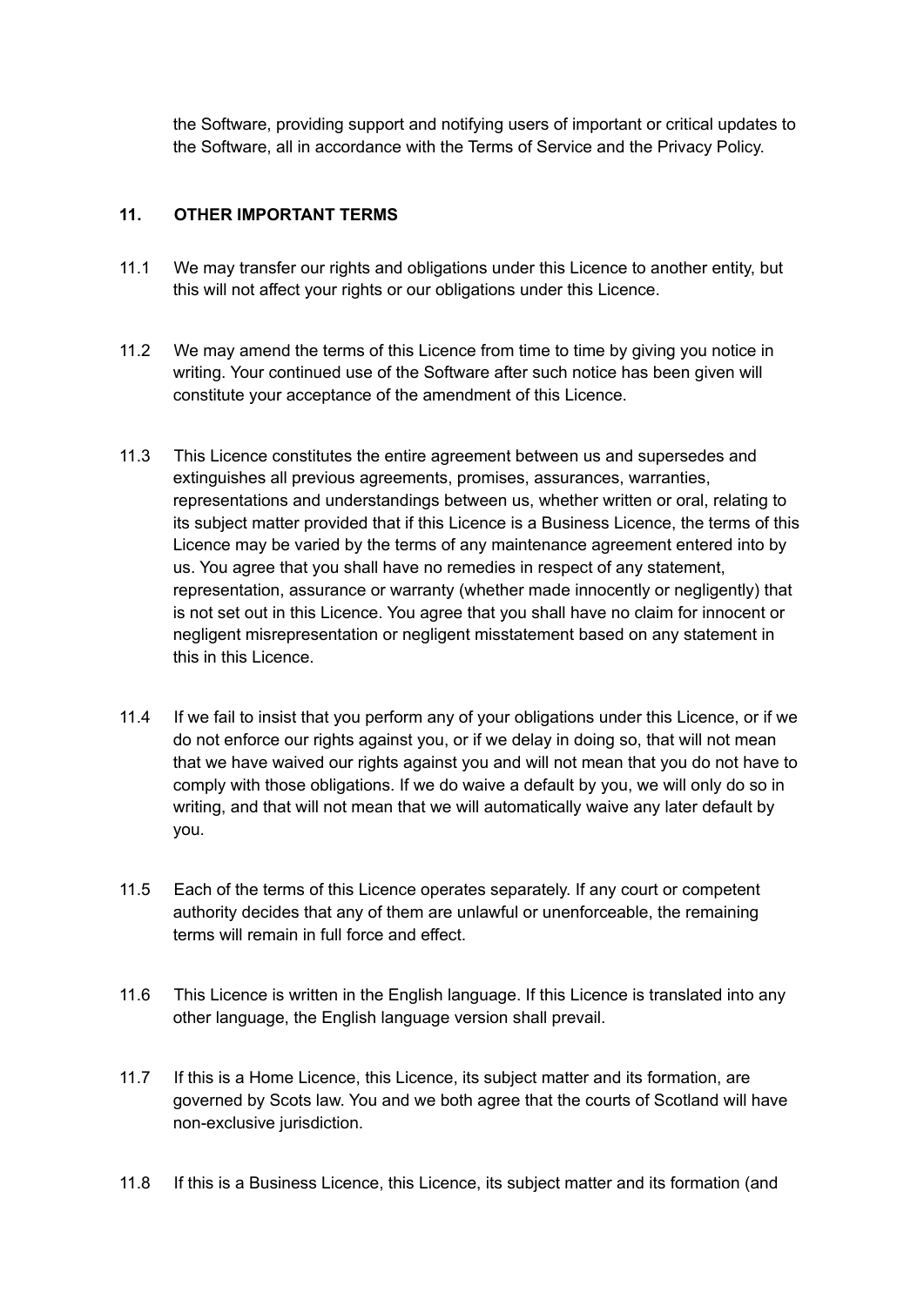the Software, providing support and notifying users of important or critical updates to the Software, all in accordance with the Terms of Service and the Privacy Policy.

## 11. OTHER IMPORTANT TERMS

11.1 We may transfer our rights and obligations under this Licence to another entity, but this will not affect your rights or our obligations under this Licence.

11.2 We may amend the terms of this Licence from time to time by giving you notice in writing. Your continued use of the Software after such notice has been given will constitute your acceptance of the amendment of this Licence.

11.3 This Licence constitutes the entire agreement between us and supersedes and extinguishes all previous agreements, promises, assurances, warranties, representations and understandings between us, whether written or oral, relating to its subject matter provided that if this Licence is a Business Licence, the terms of this Licence may be varied by the terms of any maintenance agreement entered into by us. You agree that you shall have no remedies in respect of any statement, representation, assurance or warranty (whether made innocently or negligently) that is not set out in this Licence. You agree that you shall have no claim for innocent or negligent misrepresentation or negligent misstatement based on any statement in this in this Licence.

11.4 If we fail to insist that you perform any of your obligations under this Licence, or if we do not enforce our rights against you, or if we delay in doing so, that will not mean that we have waived our rights against you and will not mean that you do not have to comply with those obligations. If we do waive a default by you, we will only do so in writing, and that will not mean that we will automatically waive any later default by you.

11.5 Each of the terms of this Licence operates separately. If any court or competent authority decides that any of them are unlawful or unenforceable, the remaining terms will remain in full force and effect.

11.6 This Licence is written in the English language. If this Licence is translated into any other language, the English language version shall prevail.

11.7 If this is a Home Licence, this Licence, its subject matter and its formation, are governed by Scots law. You and we both agree that the courts of Scotland will have non-exclusive jurisdiction.

11.8 If this is a Business Licence, this Licence, its subject matter and its formation (and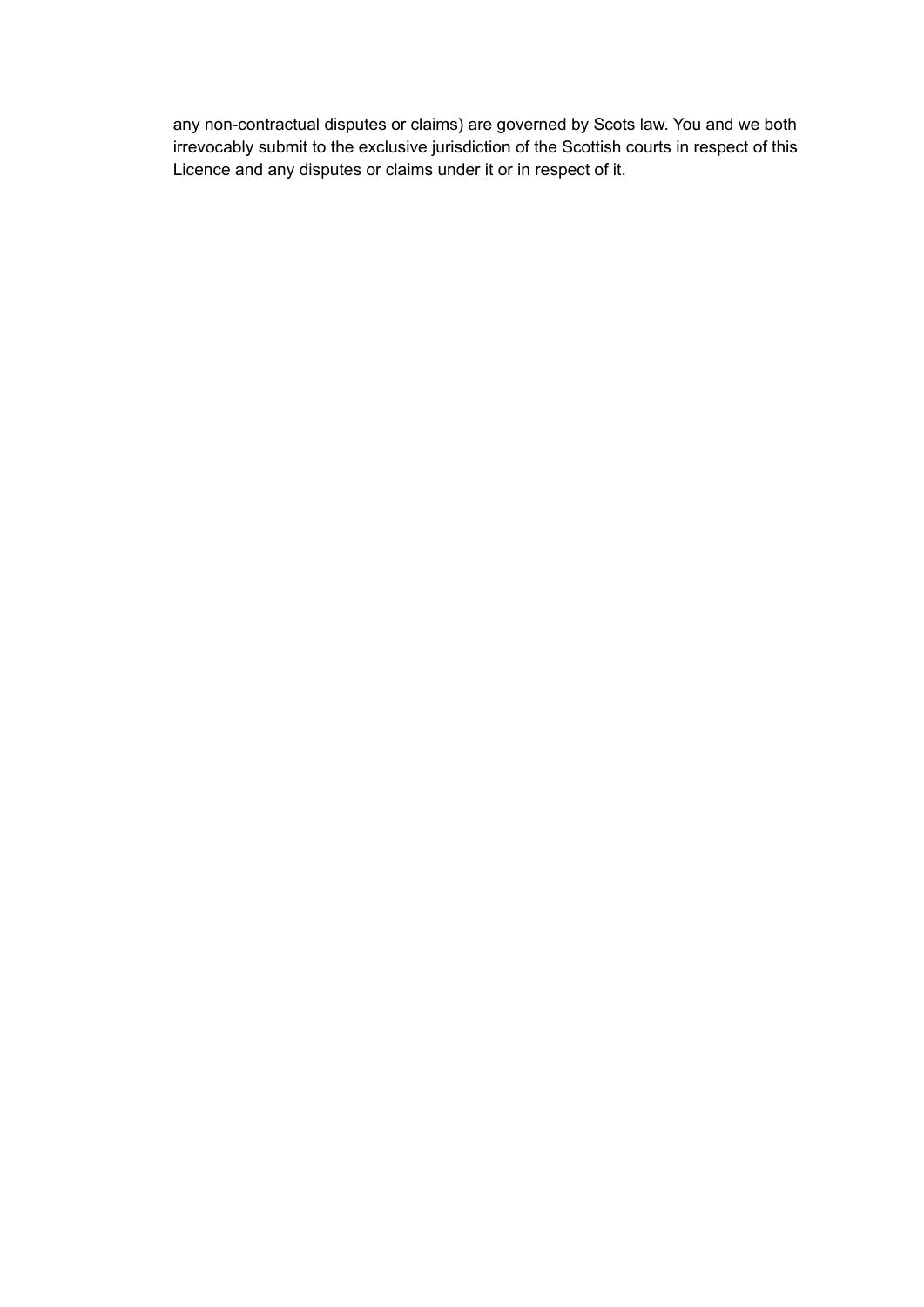any non-contractual disputes or claims) are governed by Scots law. You and we both irrevocably submit to the exclusive jurisdiction of the Scottish courts in respect of this Licence and any disputes or claims under it or in respect of it.